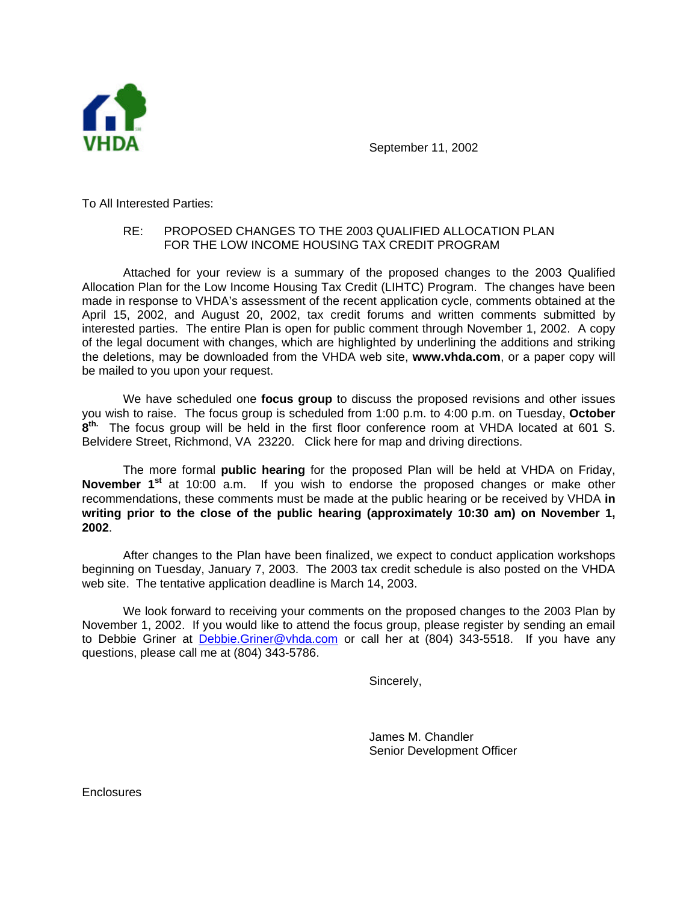VHDA

September 11, 2002

To All Interested Parties:

RE: PROPOSED CHANGES TO THE 2003 QUALIFIED ALLOCATION PLAN FOR THE LOW INCOME HOUSING TAX CREDIT PROGRAM

Attached for your review is a summary of the proposed changes to the 2003 Qualified Allocation Plan for the Low Income Housing Tax Credit (LIHTC) Program. The changes have been made in response to VHDA's assessment of the recent application cycle, comments obtained at the April 15, 2002, and August 20, 2002, tax credit forums and written comments submitted by interested parties. The entire Plan is open for public comment through November 1, 2002. A copy of the legal document with changes, which are highlighted by underlining the additions and striking the deletions, may be downloaded from the VHDA web site, **www.vhda.com**, or a paper copy will be mailed to you upon your request.

We have scheduled one **focus group** to discuss the proposed revisions and other issues you wish to raise. The focus group is scheduled from 1:00 p.m. to 4:00 p.m. on Tuesday, **October 8th.** The focus group will be held in the first floor conference room at VHDA located at 601 S. Belvidere Street, Richmond, VA 23220. Click here for map and driving directions.

The more formal **public hearing** for the proposed Plan will be held at VHDA on Friday, **November 1st** at 10:00 a.m. If you wish to endorse the proposed changes or make other recommendations, these comments must be made at the public hearing or be received by VHDA **in writing prior to the close of the public hearing (approximately 10:30 am) on November 1, 2002**.

After changes to the Plan have been finalized, we expect to conduct application workshops beginning on Tuesday, January 7, 2003. The 2003 tax credit schedule is also posted on the VHDA web site. The tentative application deadline is March 14, 2003.

We look forward to receiving your comments on the proposed changes to the 2003 Plan by November 1, 2002. If you would like to attend the focus group, please register by sending an email to Debbie Griner at Debbie.Griner@vhda.com or call her at (804) 343-5518. If you have any questions, please call me at (804) 343-5786.

Sincerely,

James M. Chandler
Senior Development Officer

Enclosures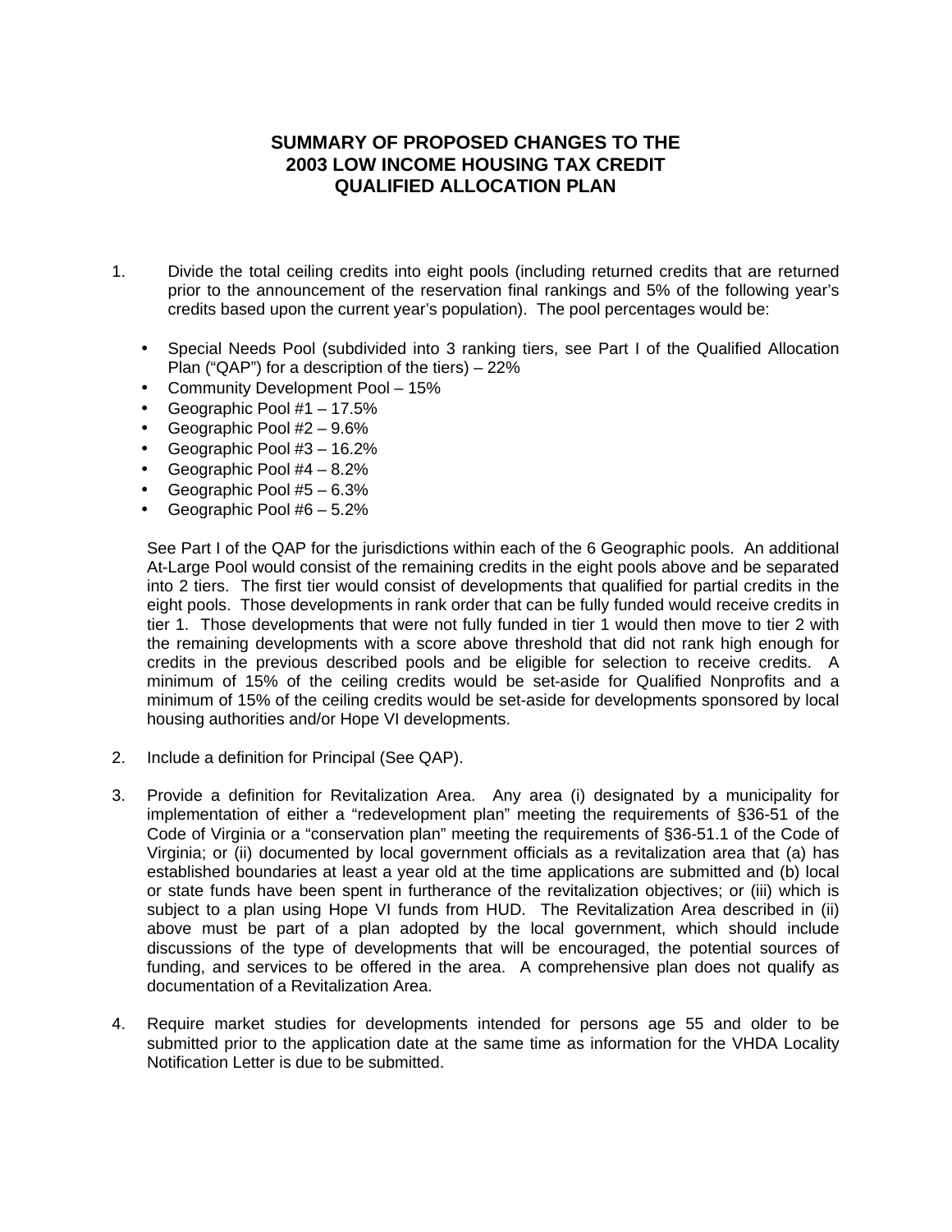# SUMMARY OF PROPOSED CHANGES TO THE 2003 LOW INCOME HOUSING TAX CREDIT QUALIFIED ALLOCATION PLAN

1. Divide the total ceiling credits into eight pools (including returned credits that are returned prior to the announcement of the reservation final rankings and 5% of the following year's credits based upon the current year's population). The pool percentages would be:

   - Special Needs Pool (subdivided into 3 ranking tiers, see Part I of the Qualified Allocation Plan ("QAP") for a description of the tiers) – 22%
   - Community Development Pool – 15%
   - Geographic Pool #1 – 17.5%
   - Geographic Pool #2 – 9.6%
   - Geographic Pool #3 – 16.2%
   - Geographic Pool #4 – 8.2%
   - Geographic Pool #5 – 6.3%
   - Geographic Pool #6 – 5.2%

   See Part I of the QAP for the jurisdictions within each of the 6 Geographic pools. An additional At-Large Pool would consist of the remaining credits in the eight pools above and be separated into 2 tiers. The first tier would consist of developments that qualified for partial credits in the eight pools. Those developments in rank order that can be fully funded would receive credits in tier 1. Those developments that were not fully funded in tier 1 would then move to tier 2 with the remaining developments with a score above threshold that did not rank high enough for credits in the previous described pools and be eligible for selection to receive credits. A minimum of 15% of the ceiling credits would be set-aside for Qualified Nonprofits and a minimum of 15% of the ceiling credits would be set-aside for developments sponsored by local housing authorities and/or Hope VI developments.

2. Include a definition for Principal (See QAP).

3. Provide a definition for Revitalization Area. Any area (i) designated by a municipality for implementation of either a "redevelopment plan" meeting the requirements of §36-51 of the Code of Virginia or a "conservation plan" meeting the requirements of §36-51.1 of the Code of Virginia; or (ii) documented by local government officials as a revitalization area that (a) has established boundaries at least a year old at the time applications are submitted and (b) local or state funds have been spent in furtherance of the revitalization objectives; or (iii) which is subject to a plan using Hope VI funds from HUD. The Revitalization Area described in (ii) above must be part of a plan adopted by the local government, which should include discussions of the type of developments that will be encouraged, the potential sources of funding, and services to be offered in the area. A comprehensive plan does not qualify as documentation of a Revitalization Area.

4. Require market studies for developments intended for persons age 55 and older to be submitted prior to the application date at the same time as information for the VHDA Locality Notification Letter is due to be submitted.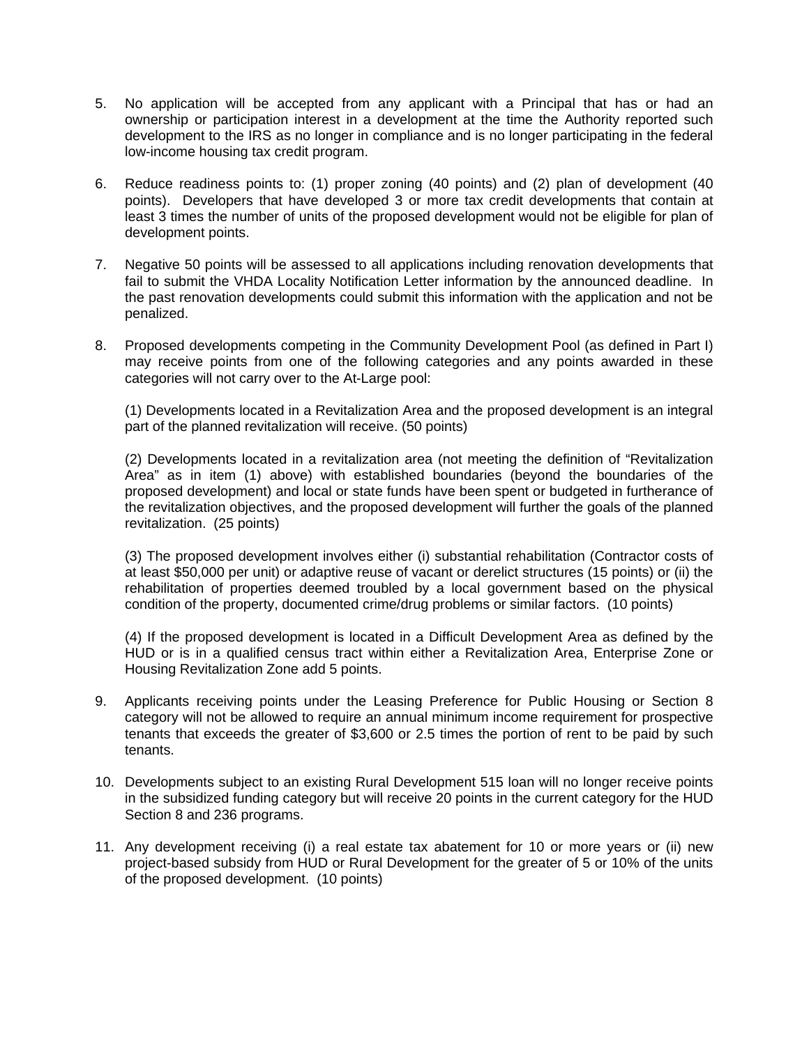5. No application will be accepted from any applicant with a Principal that has or had an ownership or participation interest in a development at the time the Authority reported such development to the IRS as no longer in compliance and is no longer participating in the federal low-income housing tax credit program.

6. Reduce readiness points to: (1) proper zoning (40 points) and (2) plan of development (40 points). Developers that have developed 3 or more tax credit developments that contain at least 3 times the number of units of the proposed development would not be eligible for plan of development points.

7. Negative 50 points will be assessed to all applications including renovation developments that fail to submit the VHDA Locality Notification Letter information by the announced deadline. In the past renovation developments could submit this information with the application and not be penalized.

8. Proposed developments competing in the Community Development Pool (as defined in Part I) may receive points from one of the following categories and any points awarded in these categories will not carry over to the At-Large pool:

   (1) Developments located in a Revitalization Area and the proposed development is an integral part of the planned revitalization will receive. (50 points)

   (2) Developments located in a revitalization area (not meeting the definition of "Revitalization Area" as in item (1) above) with established boundaries (beyond the boundaries of the proposed development) and local or state funds have been spent or budgeted in furtherance of the revitalization objectives, and the proposed development will further the goals of the planned revitalization. (25 points)

   (3) The proposed development involves either (i) substantial rehabilitation (Contractor costs of at least $50,000 per unit) or adaptive reuse of vacant or derelict structures (15 points) or (ii) the rehabilitation of properties deemed troubled by a local government based on the physical condition of the property, documented crime/drug problems or similar factors. (10 points)

   (4) If the proposed development is located in a Difficult Development Area as defined by the HUD or is in a qualified census tract within either a Revitalization Area, Enterprise Zone or Housing Revitalization Zone add 5 points.

9. Applicants receiving points under the Leasing Preference for Public Housing or Section 8 category will not be allowed to require an annual minimum income requirement for prospective tenants that exceeds the greater of $3,600 or 2.5 times the portion of rent to be paid by such tenants.

10. Developments subject to an existing Rural Development 515 loan will no longer receive points in the subsidized funding category but will receive 20 points in the current category for the HUD Section 8 and 236 programs.

11. Any development receiving (i) a real estate tax abatement for 10 or more years or (ii) new project-based subsidy from HUD or Rural Development for the greater of 5 or 10% of the units of the proposed development. (10 points)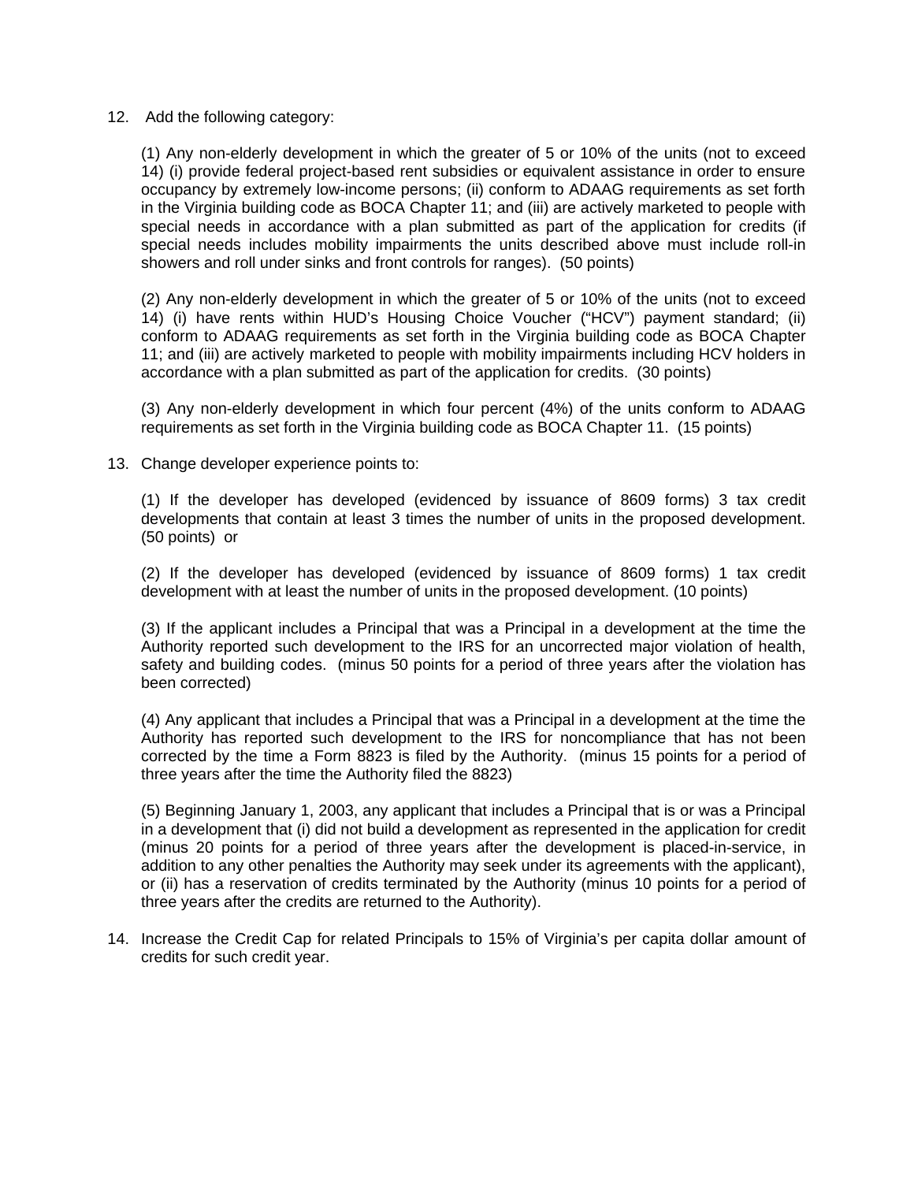12. Add the following category:

    (1) Any non-elderly development in which the greater of 5 or 10% of the units (not to exceed 14) (i) provide federal project-based rent subsidies or equivalent assistance in order to ensure occupancy by extremely low-income persons; (ii) conform to ADAAG requirements as set forth in the Virginia building code as BOCA Chapter 11; and (iii) are actively marketed to people with special needs in accordance with a plan submitted as part of the application for credits (if special needs includes mobility impairments the units described above must include roll-in showers and roll under sinks and front controls for ranges). (50 points)

    (2) Any non-elderly development in which the greater of 5 or 10% of the units (not to exceed 14) (i) have rents within HUD's Housing Choice Voucher ("HCV") payment standard; (ii) conform to ADAAG requirements as set forth in the Virginia building code as BOCA Chapter 11; and (iii) are actively marketed to people with mobility impairments including HCV holders in accordance with a plan submitted as part of the application for credits. (30 points)

    (3) Any non-elderly development in which four percent (4%) of the units conform to ADAAG requirements as set forth in the Virginia building code as BOCA Chapter 11. (15 points)

13. Change developer experience points to:

    (1) If the developer has developed (evidenced by issuance of 8609 forms) 3 tax credit developments that contain at least 3 times the number of units in the proposed development. (50 points) or

    (2) If the developer has developed (evidenced by issuance of 8609 forms) 1 tax credit development with at least the number of units in the proposed development. (10 points)

    (3) If the applicant includes a Principal that was a Principal in a development at the time the Authority reported such development to the IRS for an uncorrected major violation of health, safety and building codes. (minus 50 points for a period of three years after the violation has been corrected)

    (4) Any applicant that includes a Principal that was a Principal in a development at the time the Authority has reported such development to the IRS for noncompliance that has not been corrected by the time a Form 8823 is filed by the Authority. (minus 15 points for a period of three years after the time the Authority filed the 8823)

    (5) Beginning January 1, 2003, any applicant that includes a Principal that is or was a Principal in a development that (i) did not build a development as represented in the application for credit (minus 20 points for a period of three years after the development is placed-in-service, in addition to any other penalties the Authority may seek under its agreements with the applicant), or (ii) has a reservation of credits terminated by the Authority (minus 10 points for a period of three years after the credits are returned to the Authority).

14. Increase the Credit Cap for related Principals to 15% of Virginia's per capita dollar amount of credits for such credit year.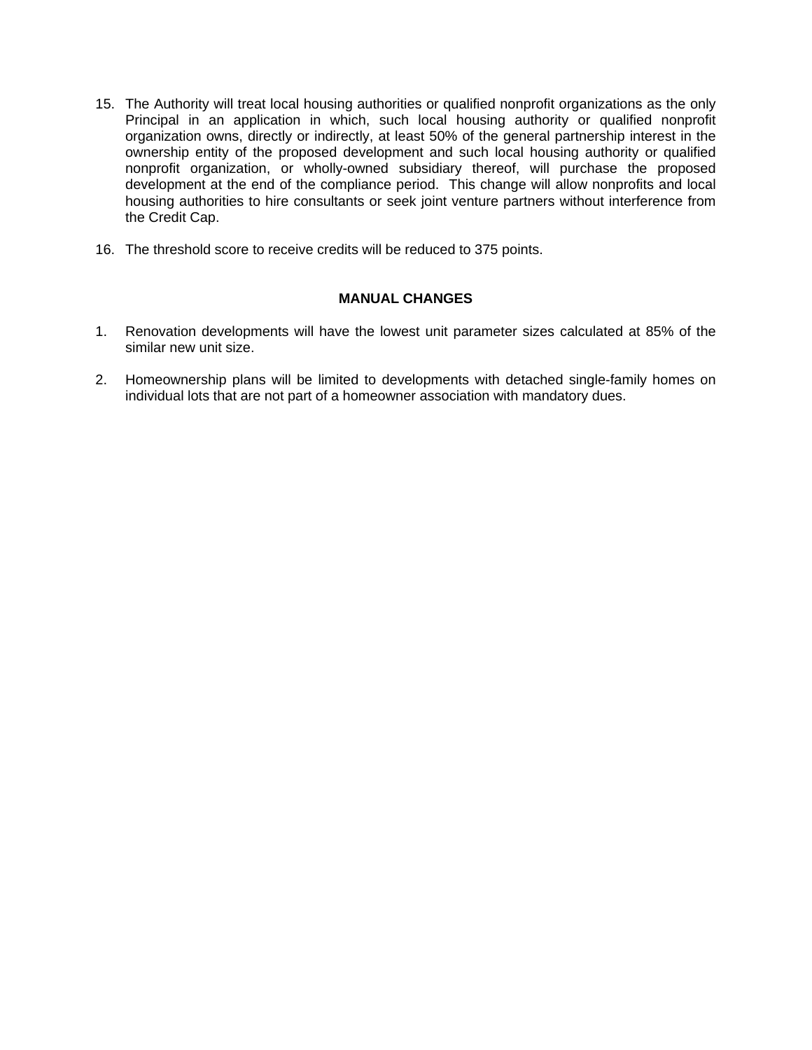15. The Authority will treat local housing authorities or qualified nonprofit organizations as the only Principal in an application in which, such local housing authority or qualified nonprofit organization owns, directly or indirectly, at least 50% of the general partnership interest in the ownership entity of the proposed development and such local housing authority or qualified nonprofit organization, or wholly-owned subsidiary thereof, will purchase the proposed development at the end of the compliance period. This change will allow nonprofits and local housing authorities to hire consultants or seek joint venture partners without interference from the Credit Cap.

16. The threshold score to receive credits will be reduced to 375 points.

## MANUAL CHANGES

1. Renovation developments will have the lowest unit parameter sizes calculated at 85% of the similar new unit size.

2. Homeownership plans will be limited to developments with detached single-family homes on individual lots that are not part of a homeowner association with mandatory dues.